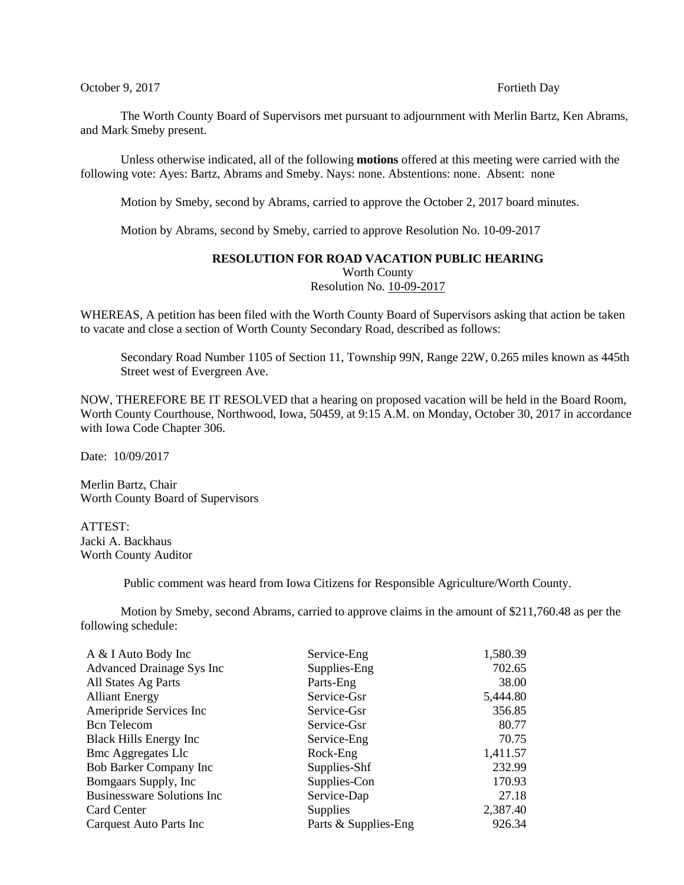October 9, 2017 Fortieth Day

The Worth County Board of Supervisors met pursuant to adjournment with Merlin Bartz, Ken Abrams, and Mark Smeby present.

Unless otherwise indicated, all of the following **motions** offered at this meeting were carried with the following vote: Ayes: Bartz, Abrams and Smeby. Nays: none. Abstentions: none. Absent: none

Motion by Smeby, second by Abrams, carried to approve the October 2, 2017 board minutes.

Motion by Abrams, second by Smeby, carried to approve Resolution No. 10-09-2017

**RESOLUTION FOR ROAD VACATION PUBLIC HEARING**
Worth County
Resolution No. 10-09-2017

WHEREAS, A petition has been filed with the Worth County Board of Supervisors asking that action be taken to vacate and close a section of Worth County Secondary Road, described as follows:

Secondary Road Number 1105 of Section 11, Township 99N, Range 22W, 0.265 miles known as 445th Street west of Evergreen Ave.

NOW, THEREFORE BE IT RESOLVED that a hearing on proposed vacation will be held in the Board Room, Worth County Courthouse, Northwood, Iowa, 50459, at 9:15 A.M. on Monday, October 30, 2017 in accordance with Iowa Code Chapter 306.

Date: 10/09/2017

Merlin Bartz, Chair
Worth County Board of Supervisors

ATTEST:
Jacki A. Backhaus
Worth County Auditor

Public comment was heard from Iowa Citizens for Responsible Agriculture/Worth County.

Motion by Smeby, second Abrams, carried to approve claims in the amount of $211,760.48 as per the following schedule:

| | | |
|---|---|---:|
| A & I Auto Body Inc | Service-Eng | 1,580.39 |
| Advanced Drainage Sys Inc | Supplies-Eng | 702.65 |
| All States Ag Parts | Parts-Eng | 38.00 |
| Alliant Energy | Service-Gsr | 5,444.80 |
| Ameripride Services Inc | Service-Gsr | 356.85 |
| Bcn Telecom | Service-Gsr | 80.77 |
| Black Hills Energy Inc | Service-Eng | 70.75 |
| Bmc Aggregates Llc | Rock-Eng | 1,411.57 |
| Bob Barker Company Inc | Supplies-Shf | 232.99 |
| Bomgaars Supply, Inc | Supplies-Con | 170.93 |
| Businessware Solutions Inc | Service-Dap | 27.18 |
| Card Center | Supplies | 2,387.40 |
| Carquest Auto Parts Inc | Parts & Supplies-Eng | 926.34 |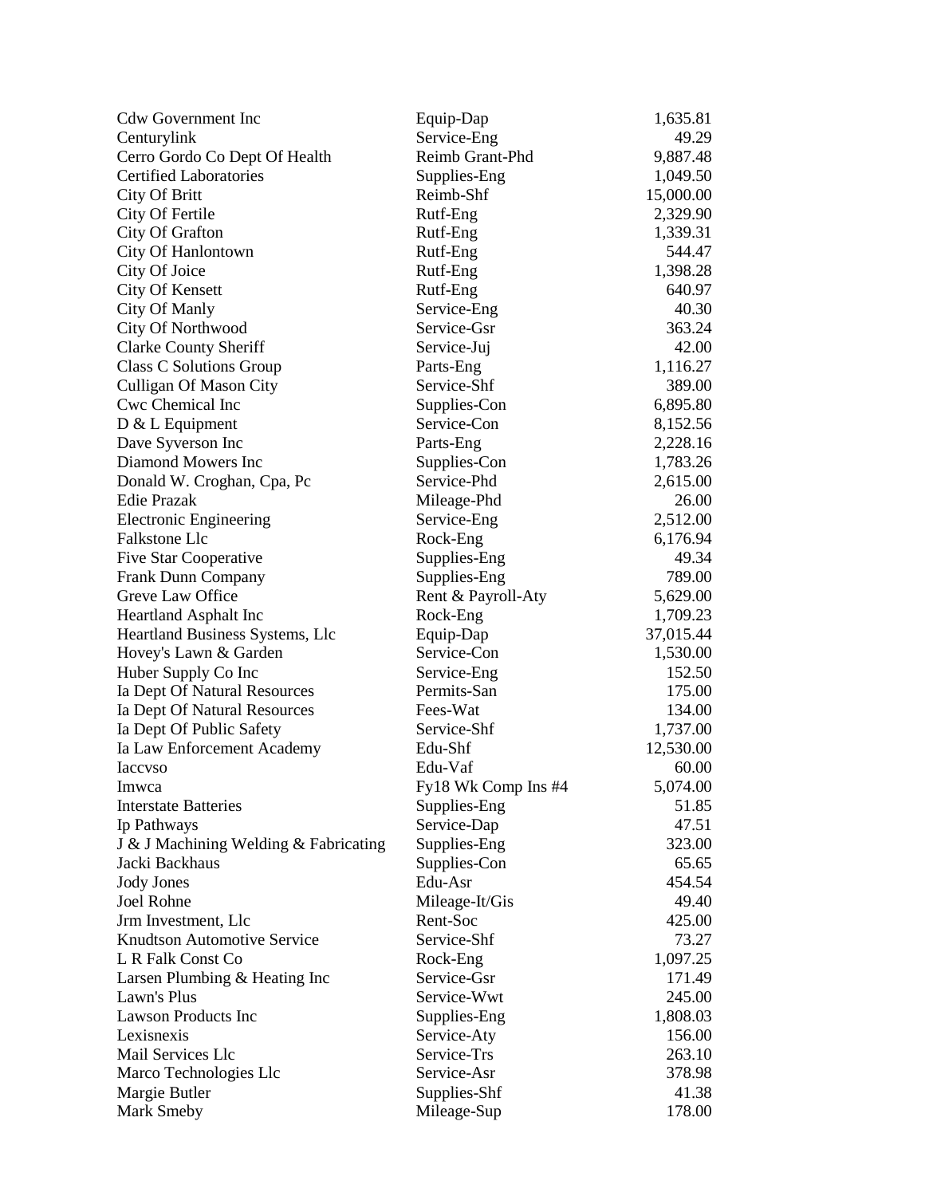| | | |
|---|---|---|
| Cdw Government Inc | Equip-Dap | 1,635.81 |
| Centurylink | Service-Eng | 49.29 |
| Cerro Gordo Co Dept Of Health | Reimb Grant-Phd | 9,887.48 |
| Certified Laboratories | Supplies-Eng | 1,049.50 |
| City Of Britt | Reimb-Shf | 15,000.00 |
| City Of Fertile | Rutf-Eng | 2,329.90 |
| City Of Grafton | Rutf-Eng | 1,339.31 |
| City Of Hanlontown | Rutf-Eng | 544.47 |
| City Of Joice | Rutf-Eng | 1,398.28 |
| City Of Kensett | Rutf-Eng | 640.97 |
| City Of Manly | Service-Eng | 40.30 |
| City Of Northwood | Service-Gsr | 363.24 |
| Clarke County Sheriff | Service-Juj | 42.00 |
| Class C Solutions Group | Parts-Eng | 1,116.27 |
| Culligan Of Mason City | Service-Shf | 389.00 |
| Cwc Chemical Inc | Supplies-Con | 6,895.80 |
| D & L Equipment | Service-Con | 8,152.56 |
| Dave Syverson Inc | Parts-Eng | 2,228.16 |
| Diamond Mowers Inc | Supplies-Con | 1,783.26 |
| Donald W. Croghan, Cpa, Pc | Service-Phd | 2,615.00 |
| Edie Prazak | Mileage-Phd | 26.00 |
| Electronic Engineering | Service-Eng | 2,512.00 |
| Falkstone Llc | Rock-Eng | 6,176.94 |
| Five Star Cooperative | Supplies-Eng | 49.34 |
| Frank Dunn Company | Supplies-Eng | 789.00 |
| Greve Law Office | Rent & Payroll-Aty | 5,629.00 |
| Heartland Asphalt Inc | Rock-Eng | 1,709.23 |
| Heartland Business Systems, Llc | Equip-Dap | 37,015.44 |
| Hovey's Lawn & Garden | Service-Con | 1,530.00 |
| Huber Supply Co Inc | Service-Eng | 152.50 |
| Ia Dept Of Natural Resources | Permits-San | 175.00 |
| Ia Dept Of Natural Resources | Fees-Wat | 134.00 |
| Ia Dept Of Public Safety | Service-Shf | 1,737.00 |
| Ia Law Enforcement Academy | Edu-Shf | 12,530.00 |
| Iaccvso | Edu-Vaf | 60.00 |
| Imwca | Fy18 Wk Comp Ins #4 | 5,074.00 |
| Interstate Batteries | Supplies-Eng | 51.85 |
| Ip Pathways | Service-Dap | 47.51 |
| J & J Machining Welding & Fabricating | Supplies-Eng | 323.00 |
| Jacki Backhaus | Supplies-Con | 65.65 |
| Jody Jones | Edu-Asr | 454.54 |
| Joel Rohne | Mileage-It/Gis | 49.40 |
| Jrm Investment, Llc | Rent-Soc | 425.00 |
| Knudtson Automotive Service | Service-Shf | 73.27 |
| L R Falk Const Co | Rock-Eng | 1,097.25 |
| Larsen Plumbing & Heating Inc | Service-Gsr | 171.49 |
| Lawn's Plus | Service-Wwt | 245.00 |
| Lawson Products Inc | Supplies-Eng | 1,808.03 |
| Lexisnexis | Service-Aty | 156.00 |
| Mail Services Llc | Service-Trs | 263.10 |
| Marco Technologies Llc | Service-Asr | 378.98 |
| Margie Butler | Supplies-Shf | 41.38 |
| Mark Smeby | Mileage-Sup | 178.00 |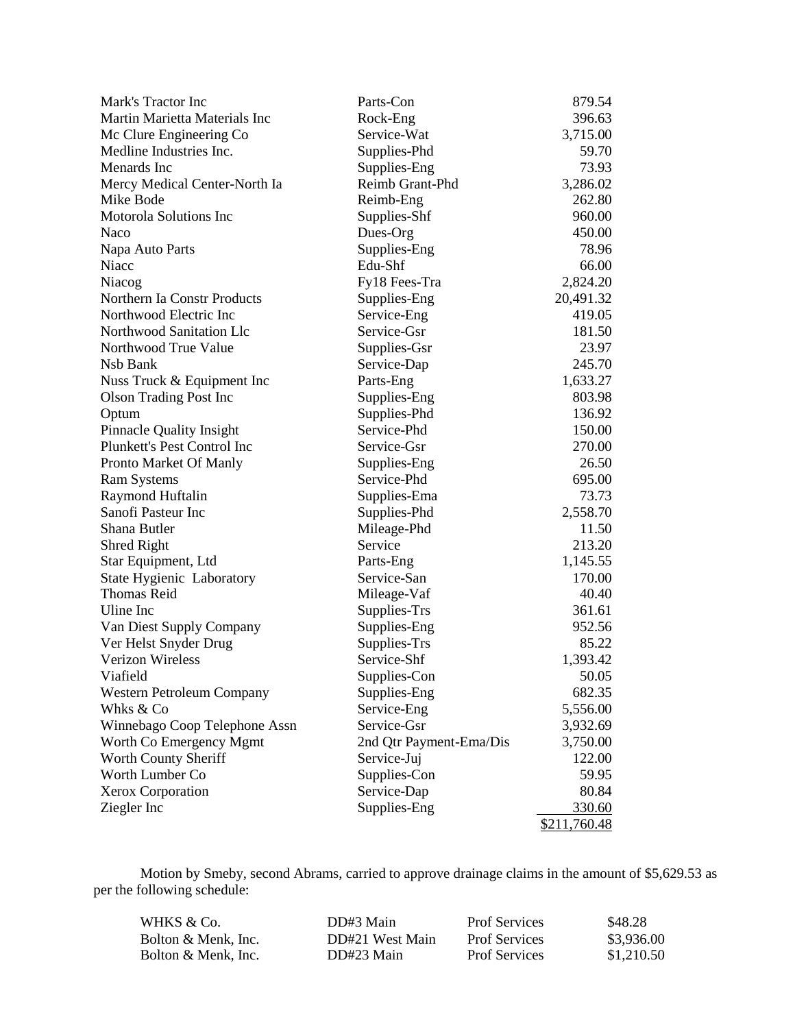| | | |
|---|---|---|
| Mark's Tractor Inc | Parts-Con | 879.54 |
| Martin Marietta Materials Inc | Rock-Eng | 396.63 |
| Mc Clure Engineering Co | Service-Wat | 3,715.00 |
| Medline Industries Inc. | Supplies-Phd | 59.70 |
| Menards Inc | Supplies-Eng | 73.93 |
| Mercy Medical Center-North Ia | Reimb Grant-Phd | 3,286.02 |
| Mike Bode | Reimb-Eng | 262.80 |
| Motorola Solutions Inc | Supplies-Shf | 960.00 |
| Naco | Dues-Org | 450.00 |
| Napa Auto Parts | Supplies-Eng | 78.96 |
| Niacc | Edu-Shf | 66.00 |
| Niacog | Fy18 Fees-Tra | 2,824.20 |
| Northern Ia Constr Products | Supplies-Eng | 20,491.32 |
| Northwood Electric Inc | Service-Eng | 419.05 |
| Northwood Sanitation Llc | Service-Gsr | 181.50 |
| Northwood True Value | Supplies-Gsr | 23.97 |
| Nsb Bank | Service-Dap | 245.70 |
| Nuss Truck & Equipment Inc | Parts-Eng | 1,633.27 |
| Olson Trading Post Inc | Supplies-Eng | 803.98 |
| Optum | Supplies-Phd | 136.92 |
| Pinnacle Quality Insight | Service-Phd | 150.00 |
| Plunkett's Pest Control Inc | Service-Gsr | 270.00 |
| Pronto Market Of Manly | Supplies-Eng | 26.50 |
| Ram Systems | Service-Phd | 695.00 |
| Raymond Huftalin | Supplies-Ema | 73.73 |
| Sanofi Pasteur Inc | Supplies-Phd | 2,558.70 |
| Shana Butler | Mileage-Phd | 11.50 |
| Shred Right | Service | 213.20 |
| Star Equipment, Ltd | Parts-Eng | 1,145.55 |
| State Hygienic Laboratory | Service-San | 170.00 |
| Thomas Reid | Mileage-Vaf | 40.40 |
| Uline Inc | Supplies-Trs | 361.61 |
| Van Diest Supply Company | Supplies-Eng | 952.56 |
| Ver Helst Snyder Drug | Supplies-Trs | 85.22 |
| Verizon Wireless | Service-Shf | 1,393.42 |
| Viafield | Supplies-Con | 50.05 |
| Western Petroleum Company | Supplies-Eng | 682.35 |
| Whks & Co | Service-Eng | 5,556.00 |
| Winnebago Coop Telephone Assn | Service-Gsr | 3,932.69 |
| Worth Co Emergency Mgmt | 2nd Qtr Payment-Ema/Dis | 3,750.00 |
| Worth County Sheriff | Service-Juj | 122.00 |
| Worth Lumber Co | Supplies-Con | 59.95 |
| Xerox Corporation | Service-Dap | 80.84 |
| Ziegler Inc | Supplies-Eng | 330.60 |
| | | $211,760.48 |

Motion by Smeby, second Abrams, carried to approve drainage claims in the amount of $5,629.53 as per the following schedule:

| | | | |
|---|---|---|---|
| WHKS & Co. | DD#3 Main | Prof Services | $48.28 |
| Bolton & Menk, Inc. | DD#21 West Main | Prof Services | $3,936.00 |
| Bolton & Menk, Inc. | DD#23 Main | Prof Services | $1,210.50 |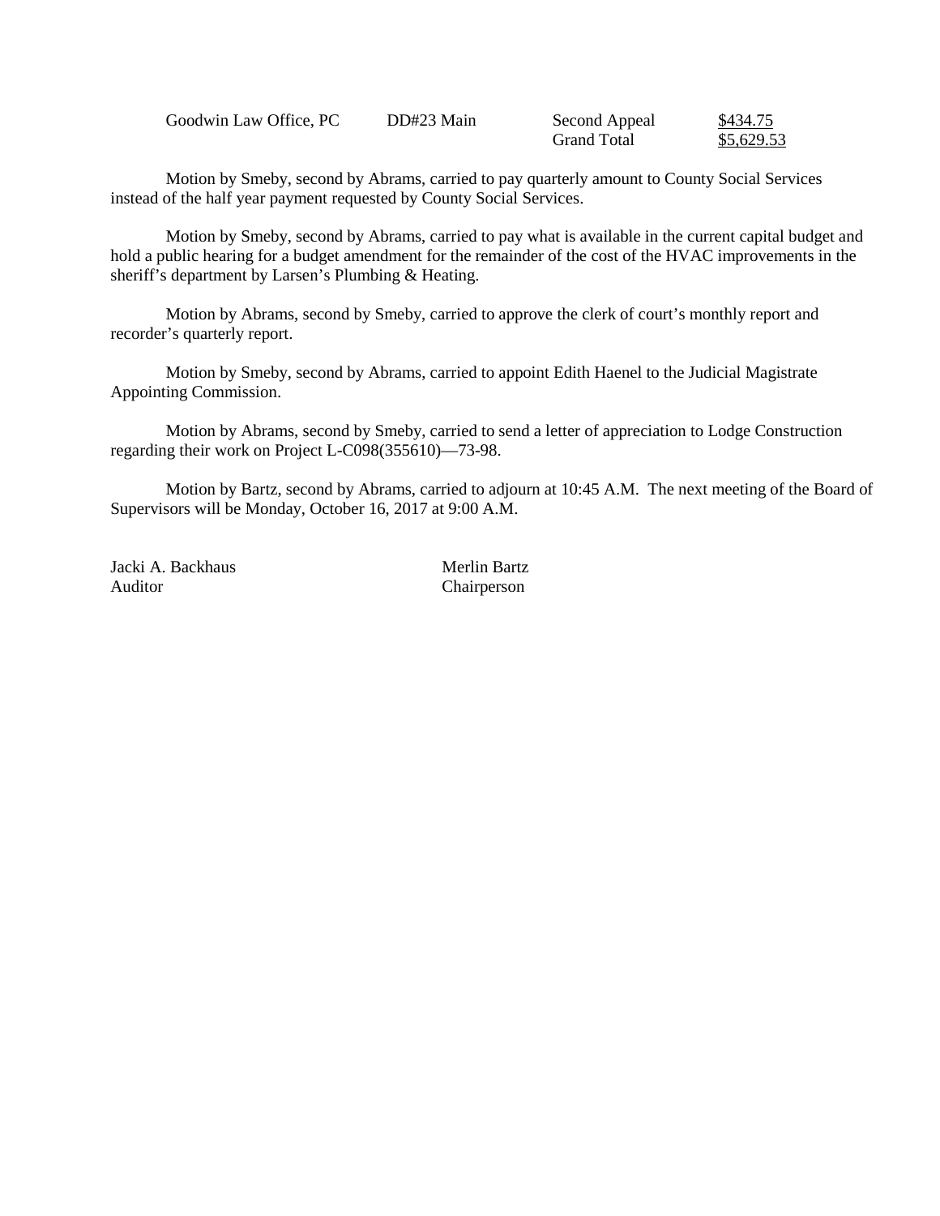| | | | |
|---|---|---|---|
| Goodwin Law Office, PC | DD#23 Main | Second Appeal | $434.75 |
| | | Grand Total | $5,629.53 |

Motion by Smeby, second by Abrams, carried to pay quarterly amount to County Social Services instead of the half year payment requested by County Social Services.

Motion by Smeby, second by Abrams, carried to pay what is available in the current capital budget and hold a public hearing for a budget amendment for the remainder of the cost of the HVAC improvements in the sheriff's department by Larsen's Plumbing & Heating.

Motion by Abrams, second by Smeby, carried to approve the clerk of court's monthly report and recorder's quarterly report.

Motion by Smeby, second by Abrams, carried to appoint Edith Haenel to the Judicial Magistrate Appointing Commission.

Motion by Abrams, second by Smeby, carried to send a letter of appreciation to Lodge Construction regarding their work on Project L-C098(355610)—73-98.

Motion by Bartz, second by Abrams, carried to adjourn at 10:45 A.M. The next meeting of the Board of Supervisors will be Monday, October 16, 2017 at 9:00 A.M.

Jacki A. Backhaus
Auditor

Merlin Bartz
Chairperson